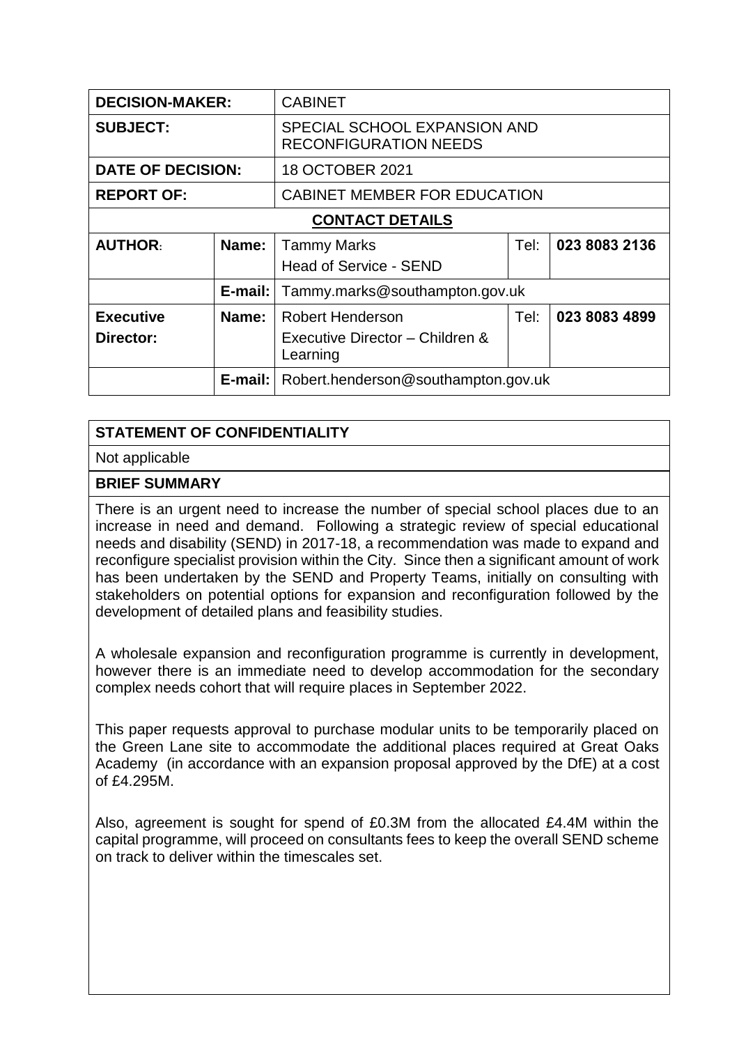| DECISION-MAKER: | | CABINET | | |
|---|---|---|---|---|
| **SUBJECT:** | | SPECIAL SCHOOL EXPANSION AND RECONFIGURATION NEEDS | | |
| **DATE OF DECISION:** | | 18 OCTOBER 2021 | | |
| **REPORT OF:** | | CABINET MEMBER FOR EDUCATION | | |
| **CONTACT DETAILS** | | | | |
| **AUTHOR:** | **Name:** | Tammy Marks<br>Head of Service - SEND | Tel: | **023 8083 2136** |
| | **E-mail:** | Tammy.marks@southampton.gov.uk | | |
| **Executive Director:** | **Name:** | Robert Henderson<br>Executive Director – Children & Learning | Tel: | **023 8083 4899** |
| | **E-mail:** | Robert.henderson@southampton.gov.uk | | |

**STATEMENT OF CONFIDENTIALITY**

Not applicable

**BRIEF SUMMARY**

There is an urgent need to increase the number of special school places due to an increase in need and demand. Following a strategic review of special educational needs and disability (SEND) in 2017-18, a recommendation was made to expand and reconfigure specialist provision within the City. Since then a significant amount of work has been undertaken by the SEND and Property Teams, initially on consulting with stakeholders on potential options for expansion and reconfiguration followed by the development of detailed plans and feasibility studies.

A wholesale expansion and reconfiguration programme is currently in development, however there is an immediate need to develop accommodation for the secondary complex needs cohort that will require places in September 2022.

This paper requests approval to purchase modular units to be temporarily placed on the Green Lane site to accommodate the additional places required at Great Oaks Academy (in accordance with an expansion proposal approved by the DfE) at a cost of £4.295M.

Also, agreement is sought for spend of £0.3M from the allocated £4.4M within the capital programme, will proceed on consultants fees to keep the overall SEND scheme on track to deliver within the timescales set.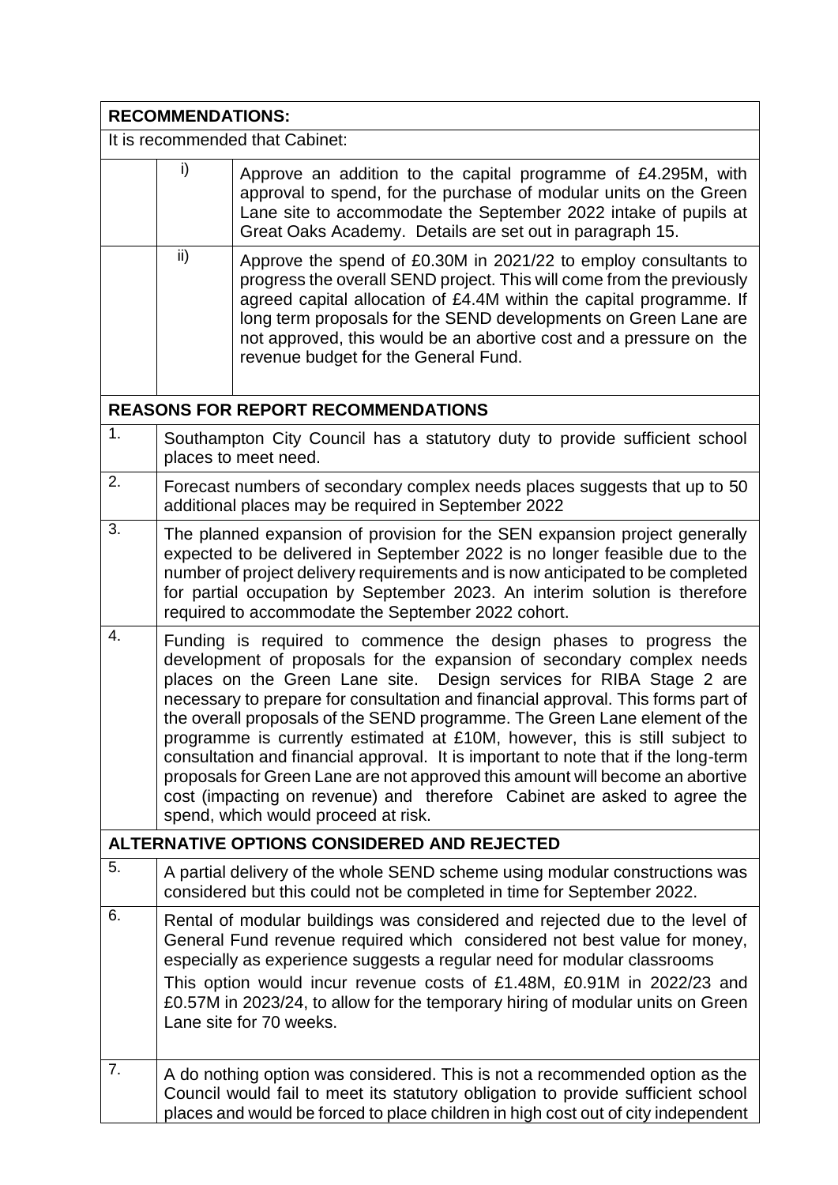**RECOMMENDATIONS:**

It is recommended that Cabinet:

| | | |
|---|---|---|
| | i) | Approve an addition to the capital programme of £4.295M, with approval to spend, for the purchase of modular units on the Green Lane site to accommodate the September 2022 intake of pupils at Great Oaks Academy. Details are set out in paragraph 15. |
| | ii) | Approve the spend of £0.30M in 2021/22 to employ consultants to progress the overall SEND project. This will come from the previously agreed capital allocation of £4.4M within the capital programme. If long term proposals for the SEND developments on Green Lane are not approved, this would be an abortive cost and a pressure on the revenue budget for the General Fund. |

**REASONS FOR REPORT RECOMMENDATIONS**

| | |
|---|---|
| 1. | Southampton City Council has a statutory duty to provide sufficient school places to meet need. |
| 2. | Forecast numbers of secondary complex needs places suggests that up to 50 additional places may be required in September 2022 |
| 3. | The planned expansion of provision for the SEN expansion project generally expected to be delivered in September 2022 is no longer feasible due to the number of project delivery requirements and is now anticipated to be completed for partial occupation by September 2023. An interim solution is therefore required to accommodate the September 2022 cohort. |
| 4. | Funding is required to commence the design phases to progress the development of proposals for the expansion of secondary complex needs places on the Green Lane site. Design services for RIBA Stage 2 are necessary to prepare for consultation and financial approval. This forms part of the overall proposals of the SEND programme. The Green Lane element of the programme is currently estimated at £10M, however, this is still subject to consultation and financial approval. It is important to note that if the long-term proposals for Green Lane are not approved this amount will become an abortive cost (impacting on revenue) and therefore Cabinet are asked to agree the spend, which would proceed at risk. |

**ALTERNATIVE OPTIONS CONSIDERED AND REJECTED**

| | |
|---|---|
| 5. | A partial delivery of the whole SEND scheme using modular constructions was considered but this could not be completed in time for September 2022. |
| 6. | Rental of modular buildings was considered and rejected due to the level of General Fund revenue required which considered not best value for money, especially as experience suggests a regular need for modular classrooms<br>This option would incur revenue costs of £1.48M, £0.91M in 2022/23 and £0.57M in 2023/24, to allow for the temporary hiring of modular units on Green Lane site for 70 weeks. |
| 7. | A do nothing option was considered. This is not a recommended option as the Council would fail to meet its statutory obligation to provide sufficient school places and would be forced to place children in high cost out of city independent |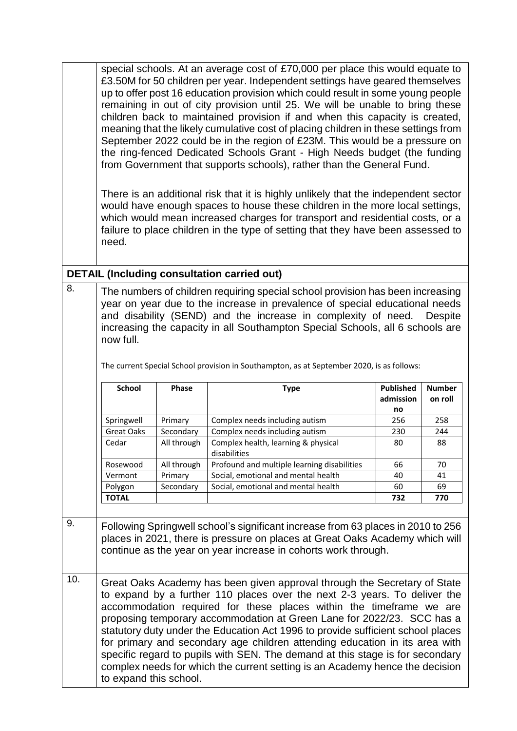special schools. At an average cost of £70,000 per place this would equate to £3.50M for 50 children per year. Independent settings have geared themselves up to offer post 16 education provision which could result in some young people remaining in out of city provision until 25. We will be unable to bring these children back to maintained provision if and when this capacity is created, meaning that the likely cumulative cost of placing children in these settings from September 2022 could be in the region of £23M. This would be a pressure on the ring-fenced Dedicated Schools Grant - High Needs budget (the funding from Government that supports schools), rather than the General Fund.

There is an additional risk that it is highly unlikely that the independent sector would have enough spaces to house these children in the more local settings, which would mean increased charges for transport and residential costs, or a failure to place children in the type of setting that they have been assessed to need.

## DETAIL (Including consultation carried out)

8. The numbers of children requiring special school provision has been increasing year on year due to the increase in prevalence of special educational needs and disability (SEND) and the increase in complexity of need. Despite increasing the capacity in all Southampton Special Schools, all 6 schools are now full.

The current Special School provision in Southampton, as at September 2020, is as follows:

| School | Phase | Type | Published admission no | Number on roll |
|---|---|---|---|---|
| Springwell | Primary | Complex needs including autism | 256 | 258 |
| Great Oaks | Secondary | Complex needs including autism | 230 | 244 |
| Cedar | All through | Complex health, learning & physical disabilities | 80 | 88 |
| Rosewood | All through | Profound and multiple learning disabilities | 66 | 70 |
| Vermont | Primary | Social, emotional and mental health | 40 | 41 |
| Polygon | Secondary | Social, emotional and mental health | 60 | 69 |
| **TOTAL** | | | **732** | **770** |

9. Following Springwell school's significant increase from 63 places in 2010 to 256 places in 2021, there is pressure on places at Great Oaks Academy which will continue as the year on year increase in cohorts work through.

10. Great Oaks Academy has been given approval through the Secretary of State to expand by a further 110 places over the next 2-3 years. To deliver the accommodation required for these places within the timeframe we are proposing temporary accommodation at Green Lane for 2022/23. SCC has a statutory duty under the Education Act 1996 to provide sufficient school places for primary and secondary age children attending education in its area with specific regard to pupils with SEN. The demand at this stage is for secondary complex needs for which the current setting is an Academy hence the decision to expand this school.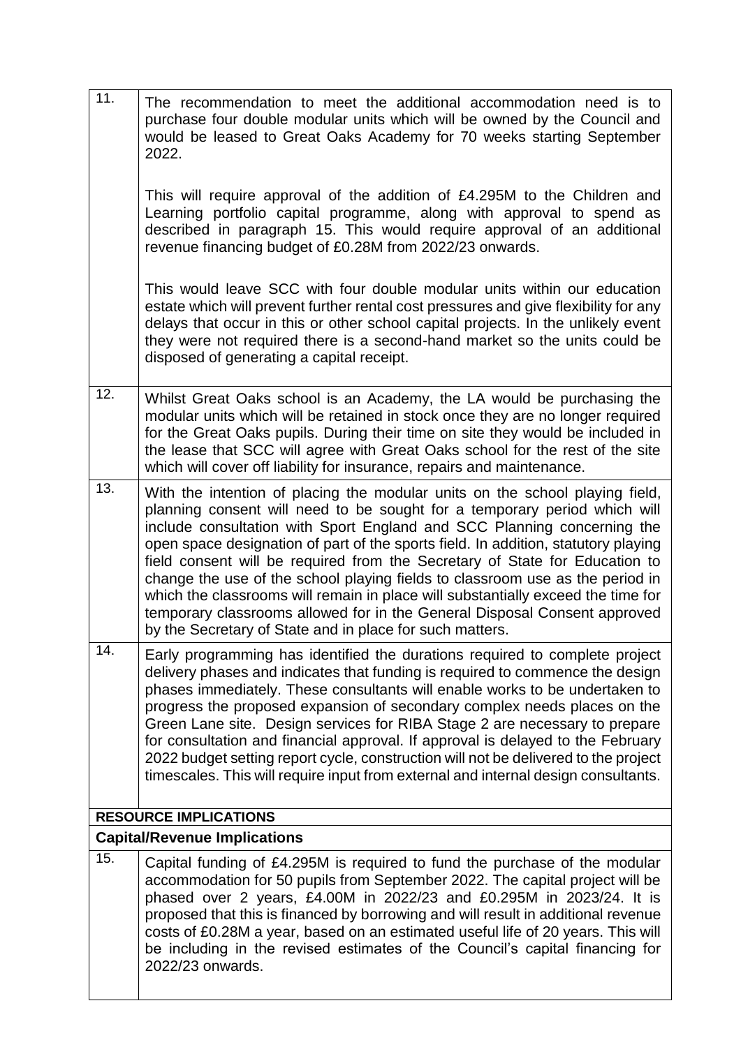| | |
|---|---|
| 11. | The recommendation to meet the additional accommodation need is to purchase four double modular units which will be owned by the Council and would be leased to Great Oaks Academy for 70 weeks starting September 2022.<br><br>This will require approval of the addition of £4.295M to the Children and Learning portfolio capital programme, along with approval to spend as described in paragraph 15. This would require approval of an additional revenue financing budget of £0.28M from 2022/23 onwards.<br><br>This would leave SCC with four double modular units within our education estate which will prevent further rental cost pressures and give flexibility for any delays that occur in this or other school capital projects. In the unlikely event they were not required there is a second-hand market so the units could be disposed of generating a capital receipt. |
| 12. | Whilst Great Oaks school is an Academy, the LA would be purchasing the modular units which will be retained in stock once they are no longer required for the Great Oaks pupils. During their time on site they would be included in the lease that SCC will agree with Great Oaks school for the rest of the site which will cover off liability for insurance, repairs and maintenance. |
| 13. | With the intention of placing the modular units on the school playing field, planning consent will need to be sought for a temporary period which will include consultation with Sport England and SCC Planning concerning the open space designation of part of the sports field. In addition, statutory playing field consent will be required from the Secretary of State for Education to change the use of the school playing fields to classroom use as the period in which the classrooms will remain in place will substantially exceed the time for temporary classrooms allowed for in the General Disposal Consent approved by the Secretary of State and in place for such matters. |
| 14. | Early programming has identified the durations required to complete project delivery phases and indicates that funding is required to commence the design phases immediately. These consultants will enable works to be undertaken to progress the proposed expansion of secondary complex needs places on the Green Lane site. Design services for RIBA Stage 2 are necessary to prepare for consultation and financial approval. If approval is delayed to the February 2022 budget setting report cycle, construction will not be delivered to the project timescales. This will require input from external and internal design consultants. |
| **RESOURCE IMPLICATIONS** | |
| **Capital/Revenue Implications** | |
| 15. | Capital funding of £4.295M is required to fund the purchase of the modular accommodation for 50 pupils from September 2022. The capital project will be phased over 2 years, £4.00M in 2022/23 and £0.295M in 2023/24. It is proposed that this is financed by borrowing and will result in additional revenue costs of £0.28M a year, based on an estimated useful life of 20 years. This will be including in the revised estimates of the Council's capital financing for 2022/23 onwards. |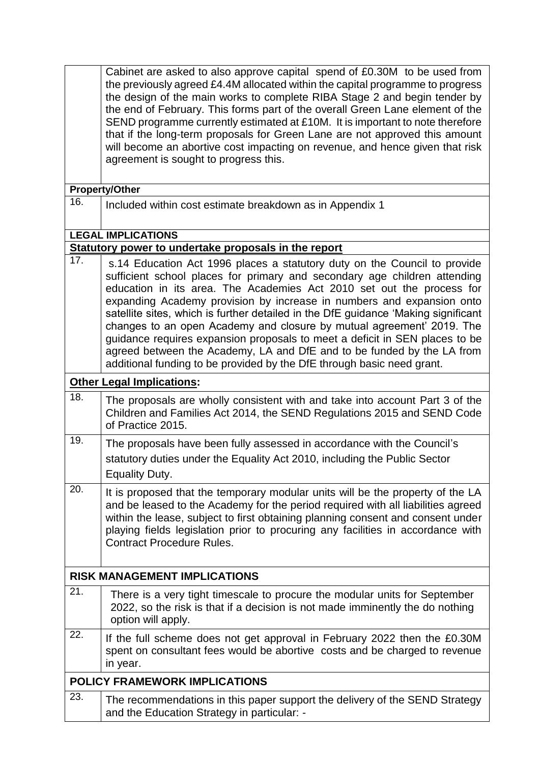| | |
|---|---|
| | Cabinet are asked to also approve capital spend of £0.30M to be used from the previously agreed £4.4M allocated within the capital programme to progress the design of the main works to complete RIBA Stage 2 and begin tender by the end of February. This forms part of the overall Green Lane element of the SEND programme currently estimated at £10M. It is important to note therefore that if the long-term proposals for Green Lane are not approved this amount will become an abortive cost impacting on revenue, and hence given that risk agreement is sought to progress this. |
| **Property/Other** | |
| 16. | Included within cost estimate breakdown as in Appendix 1 |
| **LEGAL IMPLICATIONS** | |
| **Statutory power to undertake proposals in the report** | |
| 17. | s.14 Education Act 1996 places a statutory duty on the Council to provide sufficient school places for primary and secondary age children attending education in its area. The Academies Act 2010 set out the process for expanding Academy provision by increase in numbers and expansion onto satellite sites, which is further detailed in the DfE guidance 'Making significant changes to an open Academy and closure by mutual agreement' 2019. The guidance requires expansion proposals to meet a deficit in SEN places to be agreed between the Academy, LA and DfE and to be funded by the LA from additional funding to be provided by the DfE through basic need grant. |
| **Other Legal Implications:** | |
| 18. | The proposals are wholly consistent with and take into account Part 3 of the Children and Families Act 2014, the SEND Regulations 2015 and SEND Code of Practice 2015. |
| 19. | The proposals have been fully assessed in accordance with the Council's statutory duties under the Equality Act 2010, including the Public Sector Equality Duty. |
| 20. | It is proposed that the temporary modular units will be the property of the LA and be leased to the Academy for the period required with all liabilities agreed within the lease, subject to first obtaining planning consent and consent under playing fields legislation prior to procuring any facilities in accordance with Contract Procedure Rules. |
| **RISK MANAGEMENT IMPLICATIONS** | |
| 21. | There is a very tight timescale to procure the modular units for September 2022, so the risk is that if a decision is not made imminently the do nothing option will apply. |
| 22. | If the full scheme does not get approval in February 2022 then the £0.30M spent on consultant fees would be abortive costs and be charged to revenue in year. |
| **POLICY FRAMEWORK IMPLICATIONS** | |
| 23. | The recommendations in this paper support the delivery of the SEND Strategy and the Education Strategy in particular: - |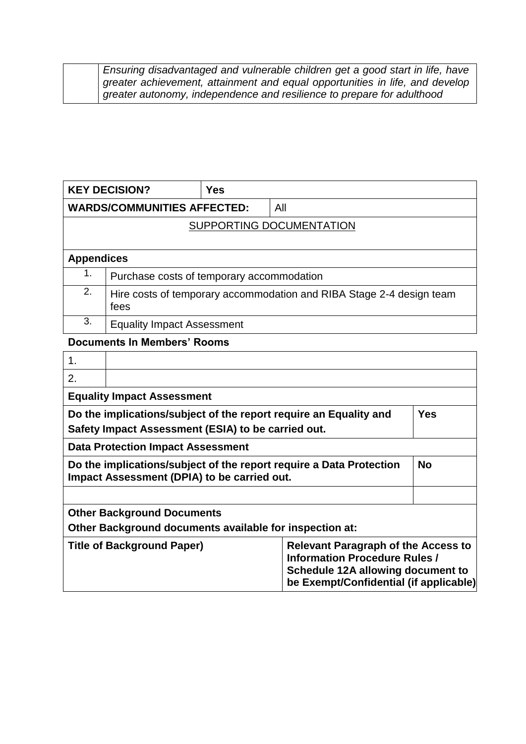| | |
|---|---|
| | *Ensuring disadvantaged and vulnerable children get a good start in life, have greater achievement, attainment and equal opportunities in life, and develop greater autonomy, independence and resilience to prepare for adulthood* |

| | | |
|---|---|---|
| **KEY DECISION?** | **Yes** | |
| **WARDS/COMMUNITIES AFFECTED:** | | All |

<u>SUPPORTING DOCUMENTATION</u>

| **Appendices** | |
|---|---|
| 1. | Purchase costs of temporary accommodation |
| 2. | Hire costs of temporary accommodation and RIBA Stage 2-4 design team fees |
| 3. | Equality Impact Assessment |

**Documents In Members' Rooms**

| | |
|---|---|
| 1. | |
| 2. | |

| **Equality Impact Assessment** | |
|---|---|
| **Do the implications/subject of the report require an Equality and Safety Impact Assessment (ESIA) to be carried out.** | **Yes** |
| **Data Protection Impact Assessment** | |
| **Do the implications/subject of the report require a Data Protection Impact Assessment (DPIA) to be carried out.** | **No** |
| | |

**Other Background Documents**

**Other Background documents available for inspection at:**

| **Title of Background Paper)** | **Relevant Paragraph of the Access to Information Procedure Rules / Schedule 12A allowing document to be Exempt/Confidential (if applicable)** |
|---|---|